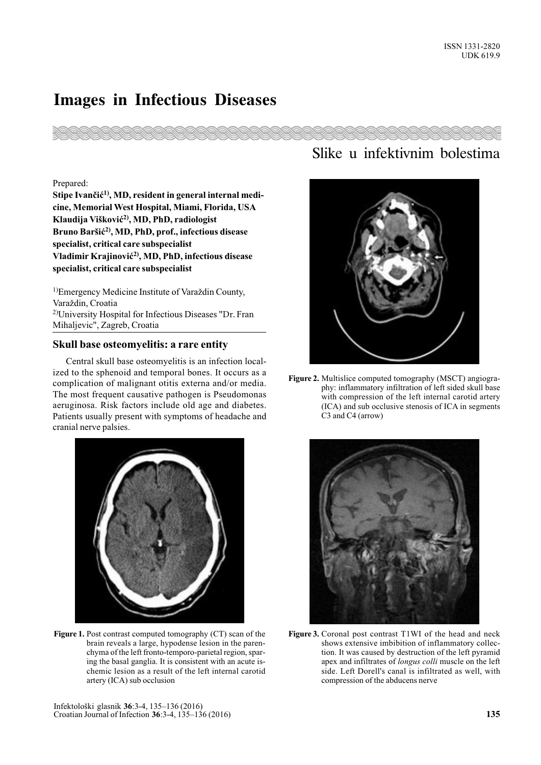ISSN 1331-2820
UDK 619.9

# Images in Infectious Diseases

## Slike u infektivnim bolestima

Prepared:

**Stipe Ivančić[1], MD, resident in general internal medicine, Memorial West Hospital, Miami, Florida, USA**
**Klaudija Višković[2], MD, PhD, radiologist**
**Bruno Baršić[2], MD, PhD, prof., infectious disease specialist, critical care subspecialist**
**Vladimir Krajinović[2], MD, PhD, infectious disease specialist, critical care subspecialist**

[1]Emergency Medicine Institute of Varaždin County, Varaždin, Croatia
[2]University Hospital for Infectious Diseases "Dr. Fran Mihaljevic", Zagreb, Croatia

### Skull base osteomyelitis: a rare entity

Central skull base osteomyelitis is an infection localized to the sphenoid and temporal bones. It occurs as a complication of malignant otitis externa and/or media. The most frequent causative pathogen is Pseudomonas aeruginosa. Risk factors include old age and diabetes. Patients usually present with symptoms of headache and cranial nerve palsies.

**Figure 1.** Post contrast computed tomography (CT) scan of the brain reveals a large, hypodense lesion in the parenchyma of the left fronto-temporo-parietal region, sparing the basal ganglia. It is consistent with an acute ischemic lesion as a result of the left internal carotid artery (ICA) sub occlusion

**Figure 2.** Multislice computed tomography (MSCT) angiography: inflammatory infiltration of left sided skull base with compression of the left internal carotid artery (ICA) and sub occlusive stenosis of ICA in segments C3 and C4 (arrow)

**Figure 3.** Coronal post contrast T1WI of the head and neck shows extensive imbibition of inflammatory collection. It was caused by destruction of the left pyramid apex and infiltrates of *longus colli* muscle on the left side. Left Dorell's canal is infiltrated as well, with compression of the abducens nerve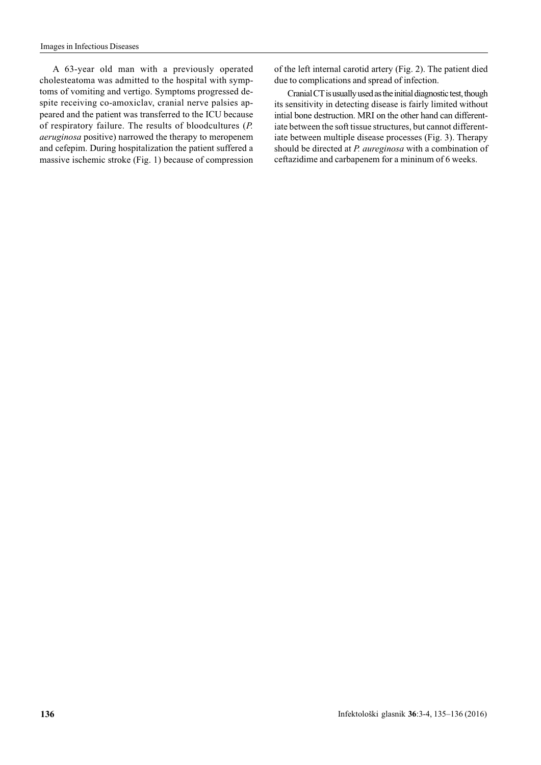A 63-year old man with a previously operated cholesteatoma was admitted to the hospital with symptoms of vomiting and vertigo. Symptoms progressed despite receiving co-amoxiclav, cranial nerve palsies appeared and the patient was transferred to the ICU because of respiratory failure. The results of bloodcultures (*P. aeruginosa* positive) narrowed the therapy to meropenem and cefepim. During hospitalization the patient suffered a massive ischemic stroke (Fig. 1) because of compression of the left internal carotid artery (Fig. 2). The patient died due to complications and spread of infection.

Cranial CT is usually used as the initial diagnostic test, though its sensitivity in detecting disease is fairly limited without intial bone destruction. MRI on the other hand can differentiate between the soft tissue structures, but cannot differentiate between multiple disease processes (Fig. 3). Therapy should be directed at *P. aureginosa* with a combination of ceftazidime and carbapenem for a mininum of 6 weeks.